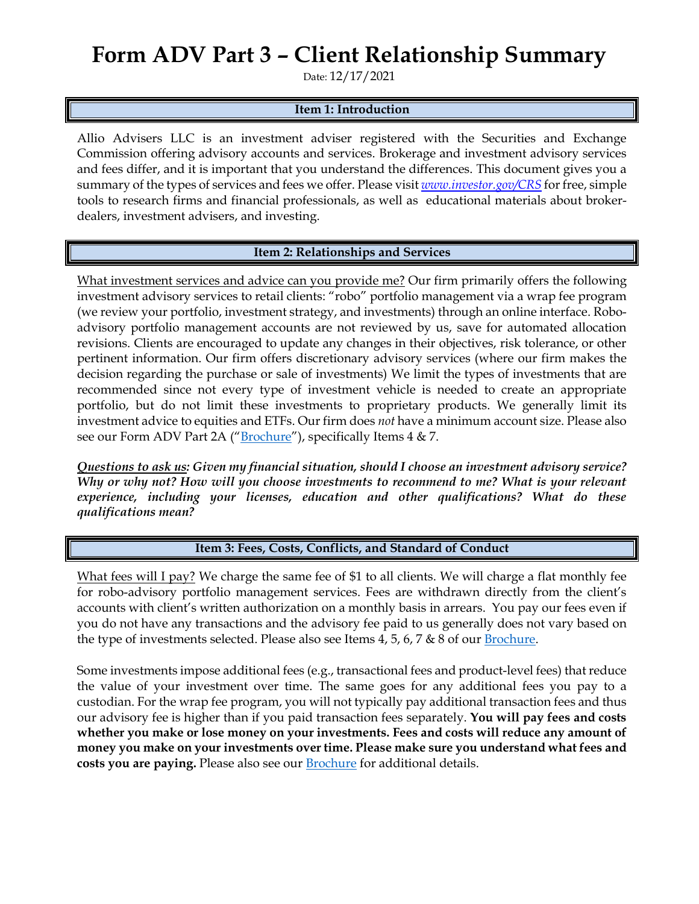# Form ADV Part 3 – Client Relationship Summary

Date: 12/17/2021

## Item 1: Introduction

Allio Advisers LLC is an investment adviser registered with the Securities and Exchange Commission offering advisory accounts and services. Brokerage and investment advisory services and fees differ, and it is important that you understand the differences. This document gives you a summary of the types of services and fees we offer. Please visit *www.investor.gov/CRS* for free, simple tools to research firms and financial professionals, as well as educational materials about broker-dealers, investment advisers, and investing.

## Item 2: Relationships and Services

What investment services and advice can you provide me? Our firm primarily offers the following investment advisory services to retail clients: "robo" portfolio management via a wrap fee program (we review your portfolio, investment strategy, and investments) through an online interface. Robo-advisory portfolio management accounts are not reviewed by us, save for automated allocation revisions. Clients are encouraged to update any changes in their objectives, risk tolerance, or other pertinent information. Our firm offers discretionary advisory services (where our firm makes the decision regarding the purchase or sale of investments) We limit the types of investments that are recommended since not every type of investment vehicle is needed to create an appropriate portfolio, but do not limit these investments to proprietary products. We generally limit its investment advice to equities and ETFs. Our firm does *not* have a minimum account size. Please also see our Form ADV Part 2A ("Brochure"), specifically Items 4 & 7.

***Questions to ask us: Given my financial situation, should I choose an investment advisory service? Why or why not? How will you choose investments to recommend to me? What is your relevant experience, including your licenses, education and other qualifications? What do these qualifications mean?***

## Item 3: Fees, Costs, Conflicts, and Standard of Conduct

What fees will I pay? We charge the same fee of $1 to all clients. We will charge a flat monthly fee for robo-advisory portfolio management services. Fees are withdrawn directly from the client's accounts with client's written authorization on a monthly basis in arrears. You pay our fees even if you do not have any transactions and the advisory fee paid to us generally does not vary based on the type of investments selected. Please also see Items 4, 5, 6, 7 & 8 of our Brochure.

Some investments impose additional fees (e.g., transactional fees and product-level fees) that reduce the value of your investment over time. The same goes for any additional fees you pay to a custodian. For the wrap fee program, you will not typically pay additional transaction fees and thus our advisory fee is higher than if you paid transaction fees separately. **You will pay fees and costs whether you make or lose money on your investments. Fees and costs will reduce any amount of money you make on your investments over time. Please make sure you understand what fees and costs you are paying.** Please also see our Brochure for additional details.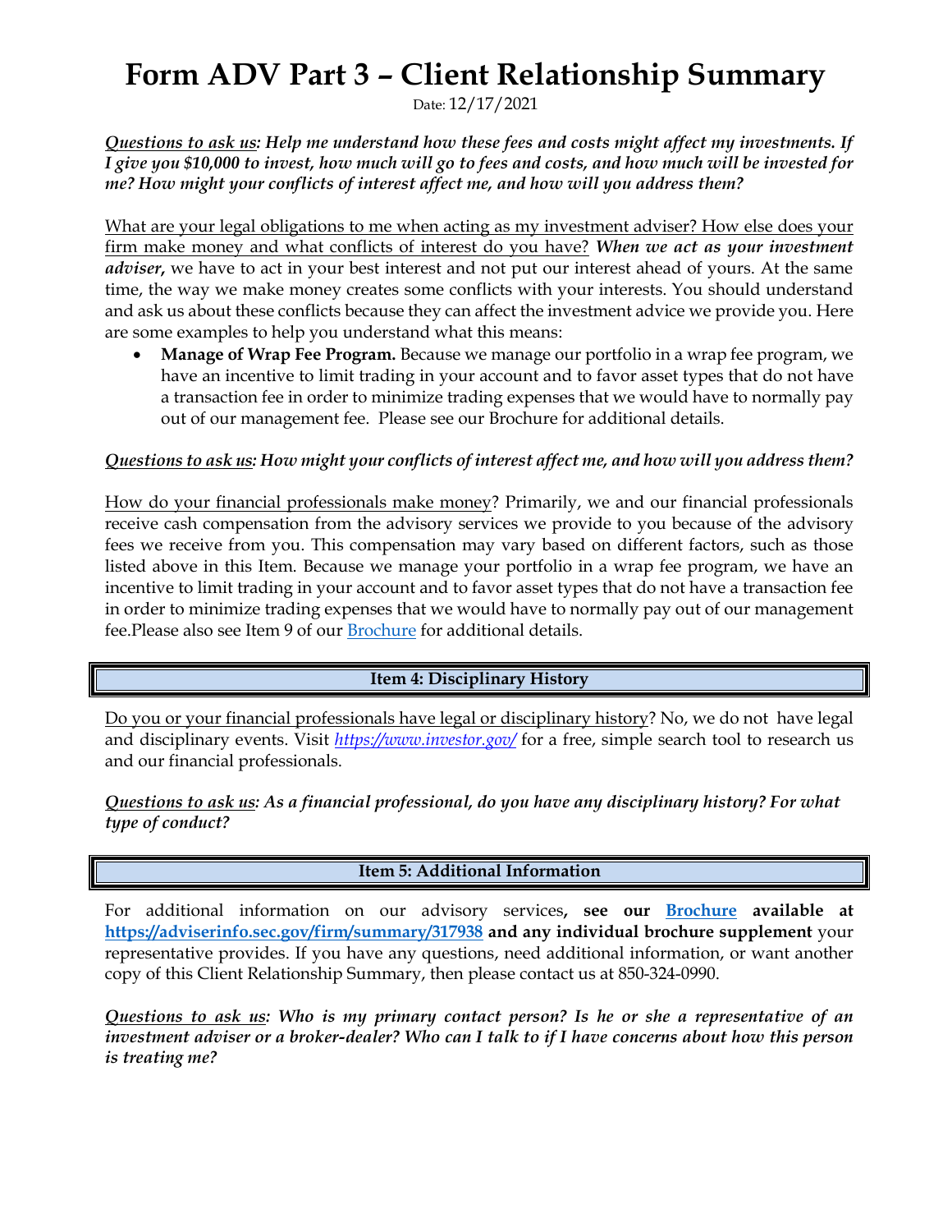# Form ADV Part 3 – Client Relationship Summary

Date: 12/17/2021

***Questions to ask us: Help me understand how these fees and costs might affect my investments. If I give you $10,000 to invest, how much will go to fees and costs, and how much will be invested for me? How might your conflicts of interest affect me, and how will you address them?***

What are your legal obligations to me when acting as my investment adviser? How else does your firm make money and what conflicts of interest do you have? ***When we act as your investment adviser,*** we have to act in your best interest and not put our interest ahead of yours. At the same time, the way we make money creates some conflicts with your interests. You should understand and ask us about these conflicts because they can affect the investment advice we provide you. Here are some examples to help you understand what this means:

- **Manage of Wrap Fee Program.** Because we manage our portfolio in a wrap fee program, we have an incentive to limit trading in your account and to favor asset types that do not have a transaction fee in order to minimize trading expenses that we would have to normally pay out of our management fee. Please see our Brochure for additional details.

***Questions to ask us: How might your conflicts of interest affect me, and how will you address them?***

How do your financial professionals make money? Primarily, we and our financial professionals receive cash compensation from the advisory services we provide to you because of the advisory fees we receive from you. This compensation may vary based on different factors, such as those listed above in this Item. Because we manage your portfolio in a wrap fee program, we have an incentive to limit trading in your account and to favor asset types that do not have a transaction fee in order to minimize trading expenses that we would have to normally pay out of our management fee.Please also see Item 9 of our Brochure for additional details.

## Item 4: Disciplinary History

Do you or your financial professionals have legal or disciplinary history? No, we do not have legal and disciplinary events. Visit *https://www.investor.gov/* for a free, simple search tool to research us and our financial professionals.

***Questions to ask us: As a financial professional, do you have any disciplinary history? For what type of conduct?***

## Item 5: Additional Information

For additional information on our advisory services**, see our Brochure available at https://adviserinfo.sec.gov/firm/summary/317938 and any individual brochure supplement** your representative provides. If you have any questions, need additional information, or want another copy of this Client Relationship Summary, then please contact us at 850-324-0990.

***Questions to ask us: Who is my primary contact person? Is he or she a representative of an investment adviser or a broker-dealer? Who can I talk to if I have concerns about how this person is treating me?***